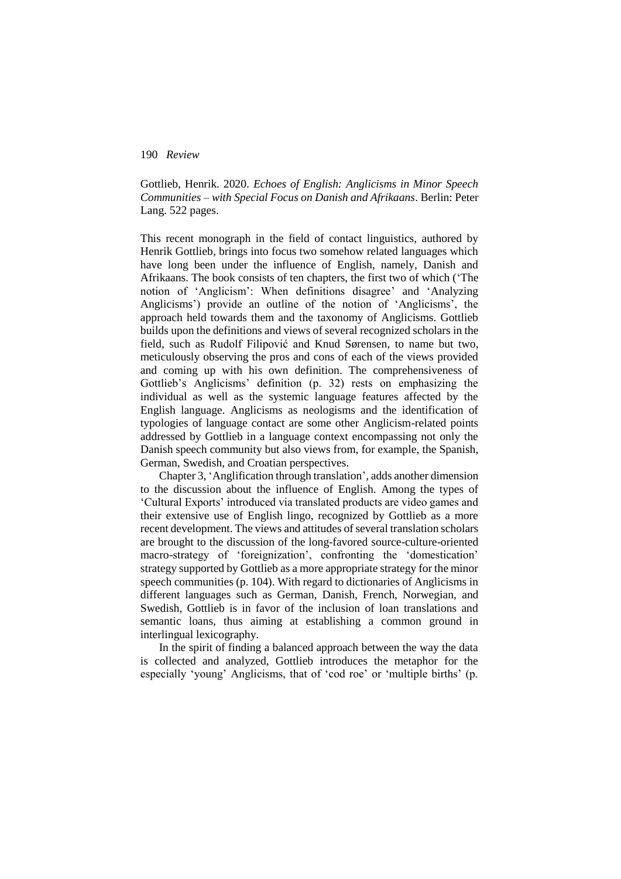Gottlieb, Henrik. 2020. *Echoes of English: Anglicisms in Minor Speech Communities – with Special Focus on Danish and Afrikaans*. Berlin: Peter Lang. 522 pages.

This recent monograph in the field of contact linguistics, authored by Henrik Gottlieb, brings into focus two somehow related languages which have long been under the influence of English, namely, Danish and Afrikaans. The book consists of ten chapters, the first two of which ('The notion of 'Anglicism': When definitions disagree' and 'Analyzing Anglicisms') provide an outline of the notion of 'Anglicisms', the approach held towards them and the taxonomy of Anglicisms. Gottlieb builds upon the definitions and views of several recognized scholars in the field, such as Rudolf Filipović and Knud Sørensen, to name but two, meticulously observing the pros and cons of each of the views provided and coming up with his own definition. The comprehensiveness of Gottlieb's Anglicisms' definition (p. 32) rests on emphasizing the individual as well as the systemic language features affected by the English language. Anglicisms as neologisms and the identification of typologies of language contact are some other Anglicism-related points addressed by Gottlieb in a language context encompassing not only the Danish speech community but also views from, for example, the Spanish, German, Swedish, and Croatian perspectives.

Chapter 3, 'Anglification through translation', adds another dimension to the discussion about the influence of English. Among the types of 'Cultural Exports' introduced via translated products are video games and their extensive use of English lingo, recognized by Gottlieb as a more recent development. The views and attitudes of several translation scholars are brought to the discussion of the long-favored source-culture-oriented macro-strategy of 'foreignization', confronting the 'domestication' strategy supported by Gottlieb as a more appropriate strategy for the minor speech communities (p. 104). With regard to dictionaries of Anglicisms in different languages such as German, Danish, French, Norwegian, and Swedish, Gottlieb is in favor of the inclusion of loan translations and semantic loans, thus aiming at establishing a common ground in interlingual lexicography.

In the spirit of finding a balanced approach between the way the data is collected and analyzed, Gottlieb introduces the metaphor for the especially 'young' Anglicisms, that of 'cod roe' or 'multiple births' (p.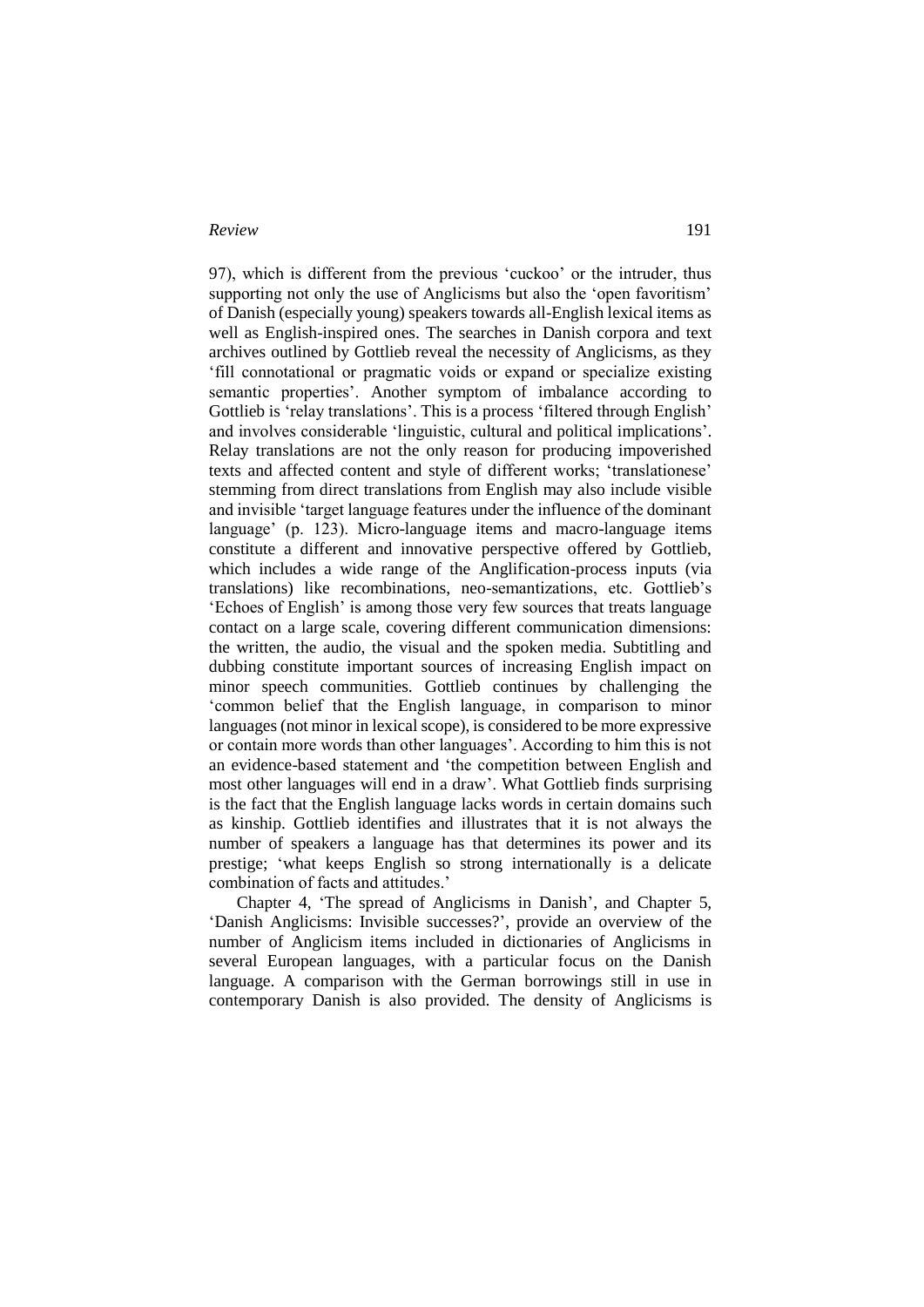97), which is different from the previous 'cuckoo' or the intruder, thus supporting not only the use of Anglicisms but also the 'open favoritism' of Danish (especially young) speakers towards all-English lexical items as well as English-inspired ones. The searches in Danish corpora and text archives outlined by Gottlieb reveal the necessity of Anglicisms, as they 'fill connotational or pragmatic voids or expand or specialize existing semantic properties'. Another symptom of imbalance according to Gottlieb is 'relay translations'. This is a process 'filtered through English' and involves considerable 'linguistic, cultural and political implications'. Relay translations are not the only reason for producing impoverished texts and affected content and style of different works; 'translationese' stemming from direct translations from English may also include visible and invisible 'target language features under the influence of the dominant language' (p. 123). Micro-language items and macro-language items constitute a different and innovative perspective offered by Gottlieb, which includes a wide range of the Anglification-process inputs (via translations) like recombinations, neo-semantizations, etc. Gottlieb's 'Echoes of English' is among those very few sources that treats language contact on a large scale, covering different communication dimensions: the written, the audio, the visual and the spoken media. Subtitling and dubbing constitute important sources of increasing English impact on minor speech communities. Gottlieb continues by challenging the 'common belief that the English language, in comparison to minor languages (not minor in lexical scope), is considered to be more expressive or contain more words than other languages'. According to him this is not an evidence-based statement and 'the competition between English and most other languages will end in a draw'. What Gottlieb finds surprising is the fact that the English language lacks words in certain domains such as kinship. Gottlieb identifies and illustrates that it is not always the number of speakers a language has that determines its power and its prestige; 'what keeps English so strong internationally is a delicate combination of facts and attitudes.'

Chapter 4, 'The spread of Anglicisms in Danish', and Chapter 5, 'Danish Anglicisms: Invisible successes?', provide an overview of the number of Anglicism items included in dictionaries of Anglicisms in several European languages, with a particular focus on the Danish language. A comparison with the German borrowings still in use in contemporary Danish is also provided. The density of Anglicisms is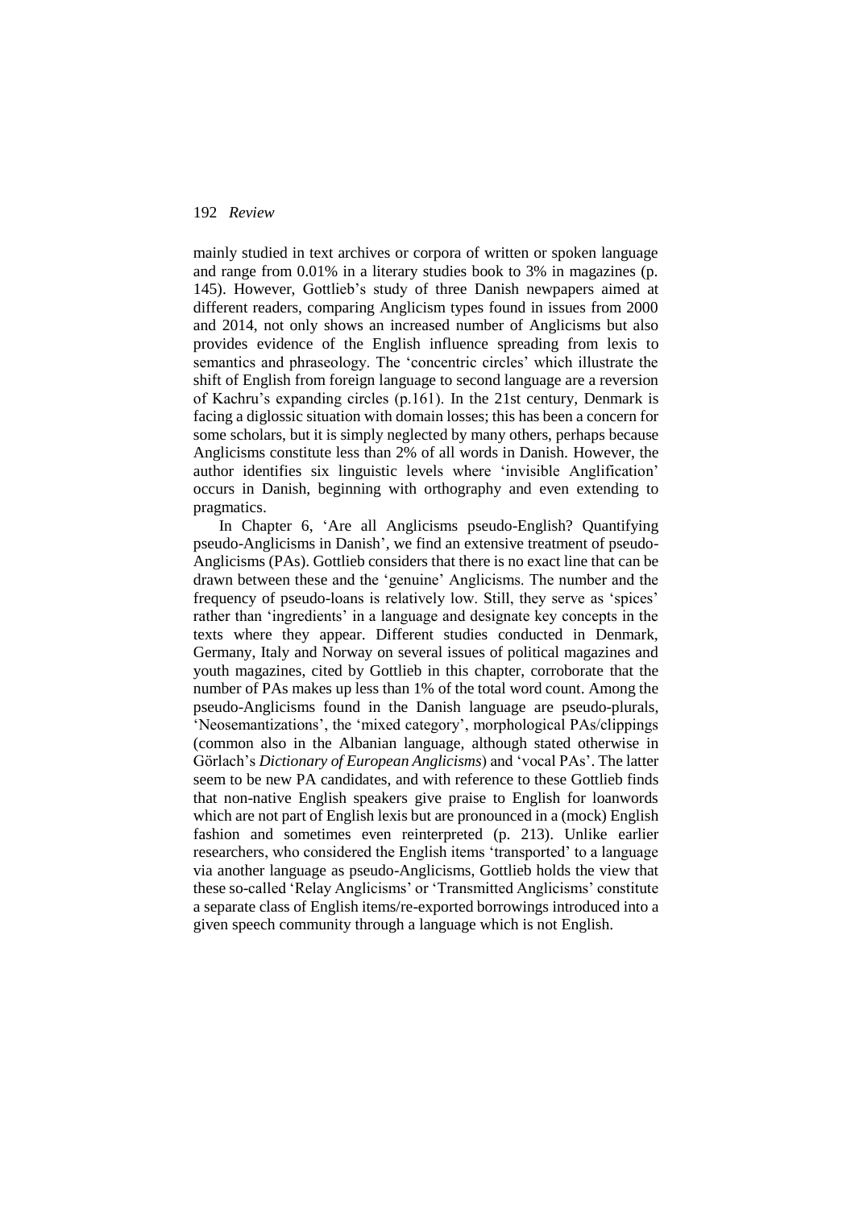mainly studied in text archives or corpora of written or spoken language and range from 0.01% in a literary studies book to 3% in magazines (p. 145). However, Gottlieb's study of three Danish newpapers aimed at different readers, comparing Anglicism types found in issues from 2000 and 2014, not only shows an increased number of Anglicisms but also provides evidence of the English influence spreading from lexis to semantics and phraseology. The 'concentric circles' which illustrate the shift of English from foreign language to second language are a reversion of Kachru's expanding circles (p.161). In the 21st century, Denmark is facing a diglossic situation with domain losses; this has been a concern for some scholars, but it is simply neglected by many others, perhaps because Anglicisms constitute less than 2% of all words in Danish. However, the author identifies six linguistic levels where 'invisible Anglification' occurs in Danish, beginning with orthography and even extending to pragmatics.

In Chapter 6, 'Are all Anglicisms pseudo-English? Quantifying pseudo-Anglicisms in Danish', we find an extensive treatment of pseudo-Anglicisms (PAs). Gottlieb considers that there is no exact line that can be drawn between these and the 'genuine' Anglicisms. The number and the frequency of pseudo-loans is relatively low. Still, they serve as 'spices' rather than 'ingredients' in a language and designate key concepts in the texts where they appear. Different studies conducted in Denmark, Germany, Italy and Norway on several issues of political magazines and youth magazines, cited by Gottlieb in this chapter, corroborate that the number of PAs makes up less than 1% of the total word count. Among the pseudo-Anglicisms found in the Danish language are pseudo-plurals, 'Neosemantizations', the 'mixed category', morphological PAs/clippings (common also in the Albanian language, although stated otherwise in Görlach's *Dictionary of European Anglicisms*) and 'vocal PAs'. The latter seem to be new PA candidates, and with reference to these Gottlieb finds that non-native English speakers give praise to English for loanwords which are not part of English lexis but are pronounced in a (mock) English fashion and sometimes even reinterpreted (p. 213). Unlike earlier researchers, who considered the English items 'transported' to a language via another language as pseudo-Anglicisms, Gottlieb holds the view that these so-called 'Relay Anglicisms' or 'Transmitted Anglicisms' constitute a separate class of English items/re-exported borrowings introduced into a given speech community through a language which is not English.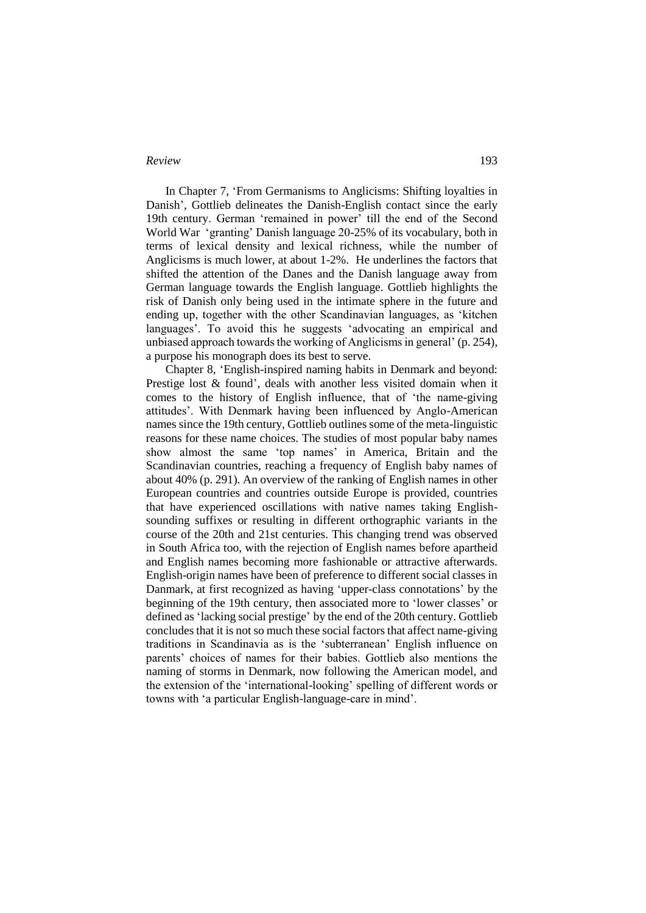In Chapter 7, 'From Germanisms to Anglicisms: Shifting loyalties in Danish', Gottlieb delineates the Danish-English contact since the early 19th century. German 'remained in power' till the end of the Second World War 'granting' Danish language 20-25% of its vocabulary, both in terms of lexical density and lexical richness, while the number of Anglicisms is much lower, at about 1-2%. He underlines the factors that shifted the attention of the Danes and the Danish language away from German language towards the English language. Gottlieb highlights the risk of Danish only being used in the intimate sphere in the future and ending up, together with the other Scandinavian languages, as 'kitchen languages'. To avoid this he suggests 'advocating an empirical and unbiased approach towards the working of Anglicisms in general' (p. 254), a purpose his monograph does its best to serve.

Chapter 8, 'English-inspired naming habits in Denmark and beyond: Prestige lost & found', deals with another less visited domain when it comes to the history of English influence, that of 'the name-giving attitudes'. With Denmark having been influenced by Anglo-American names since the 19th century, Gottlieb outlines some of the meta-linguistic reasons for these name choices. The studies of most popular baby names show almost the same 'top names' in America, Britain and the Scandinavian countries, reaching a frequency of English baby names of about 40% (p. 291). An overview of the ranking of English names in other European countries and countries outside Europe is provided, countries that have experienced oscillations with native names taking English-sounding suffixes or resulting in different orthographic variants in the course of the 20th and 21st centuries. This changing trend was observed in South Africa too, with the rejection of English names before apartheid and English names becoming more fashionable or attractive afterwards. English-origin names have been of preference to different social classes in Danmark, at first recognized as having 'upper-class connotations' by the beginning of the 19th century, then associated more to 'lower classes' or defined as 'lacking social prestige' by the end of the 20th century. Gottlieb concludes that it is not so much these social factors that affect name-giving traditions in Scandinavia as is the 'subterranean' English influence on parents' choices of names for their babies. Gottlieb also mentions the naming of storms in Denmark, now following the American model, and the extension of the 'international-looking' spelling of different words or towns with 'a particular English-language-care in mind'.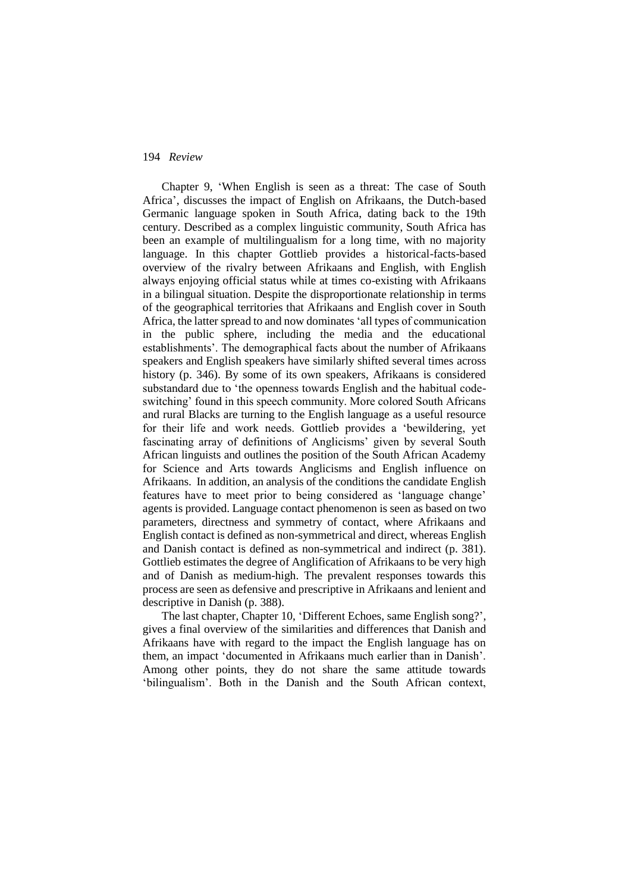Chapter 9, 'When English is seen as a threat: The case of South Africa', discusses the impact of English on Afrikaans, the Dutch-based Germanic language spoken in South Africa, dating back to the 19th century. Described as a complex linguistic community, South Africa has been an example of multilingualism for a long time, with no majority language. In this chapter Gottlieb provides a historical-facts-based overview of the rivalry between Afrikaans and English, with English always enjoying official status while at times co-existing with Afrikaans in a bilingual situation. Despite the disproportionate relationship in terms of the geographical territories that Afrikaans and English cover in South Africa, the latter spread to and now dominates 'all types of communication in the public sphere, including the media and the educational establishments'. The demographical facts about the number of Afrikaans speakers and English speakers have similarly shifted several times across history (p. 346). By some of its own speakers, Afrikaans is considered substandard due to 'the openness towards English and the habitual code-switching' found in this speech community. More colored South Africans and rural Blacks are turning to the English language as a useful resource for their life and work needs. Gottlieb provides a 'bewildering, yet fascinating array of definitions of Anglicisms' given by several South African linguists and outlines the position of the South African Academy for Science and Arts towards Anglicisms and English influence on Afrikaans. In addition, an analysis of the conditions the candidate English features have to meet prior to being considered as 'language change' agents is provided. Language contact phenomenon is seen as based on two parameters, directness and symmetry of contact, where Afrikaans and English contact is defined as non-symmetrical and direct, whereas English and Danish contact is defined as non-symmetrical and indirect (p. 381). Gottlieb estimates the degree of Anglification of Afrikaans to be very high and of Danish as medium-high. The prevalent responses towards this process are seen as defensive and prescriptive in Afrikaans and lenient and descriptive in Danish (p. 388).

The last chapter, Chapter 10, 'Different Echoes, same English song?', gives a final overview of the similarities and differences that Danish and Afrikaans have with regard to the impact the English language has on them, an impact 'documented in Afrikaans much earlier than in Danish'. Among other points, they do not share the same attitude towards 'bilingualism'. Both in the Danish and the South African context,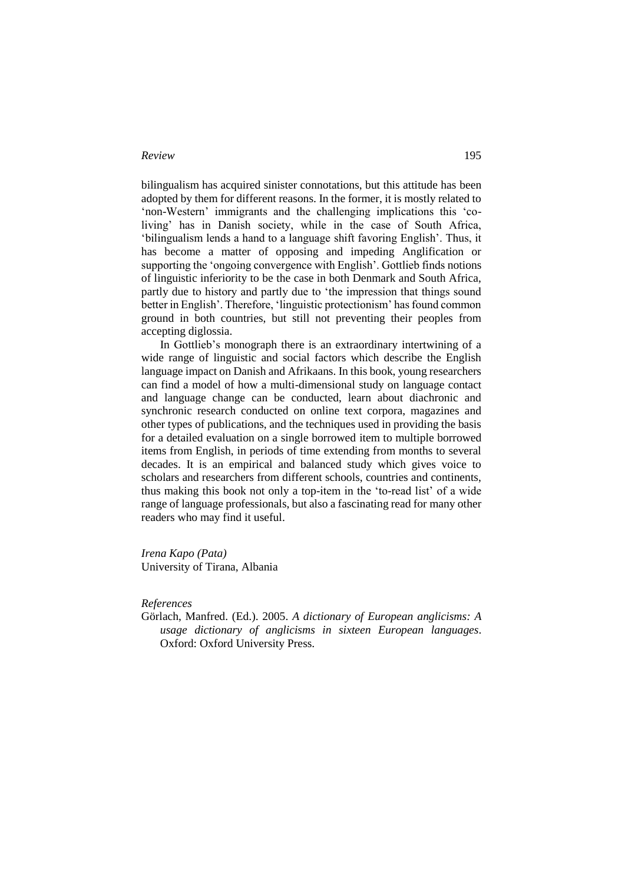bilingualism has acquired sinister connotations, but this attitude has been adopted by them for different reasons. In the former, it is mostly related to 'non-Western' immigrants and the challenging implications this 'co-living' has in Danish society, while in the case of South Africa, 'bilingualism lends a hand to a language shift favoring English'. Thus, it has become a matter of opposing and impeding Anglification or supporting the 'ongoing convergence with English'. Gottlieb finds notions of linguistic inferiority to be the case in both Denmark and South Africa, partly due to history and partly due to 'the impression that things sound better in English'. Therefore, 'linguistic protectionism' has found common ground in both countries, but still not preventing their peoples from accepting diglossia.

In Gottlieb's monograph there is an extraordinary intertwining of a wide range of linguistic and social factors which describe the English language impact on Danish and Afrikaans. In this book, young researchers can find a model of how a multi-dimensional study on language contact and language change can be conducted, learn about diachronic and synchronic research conducted on online text corpora, magazines and other types of publications, and the techniques used in providing the basis for a detailed evaluation on a single borrowed item to multiple borrowed items from English, in periods of time extending from months to several decades. It is an empirical and balanced study which gives voice to scholars and researchers from different schools, countries and continents, thus making this book not only a top-item in the 'to-read list' of a wide range of language professionals, but also a fascinating read for many other readers who may find it useful.

*Irena Kapo (Pata)*
University of Tirana, Albania

*References*

Görlach, Manfred. (Ed.). 2005. *A dictionary of European anglicisms: A usage dictionary of anglicisms in sixteen European languages*. Oxford: Oxford University Press.